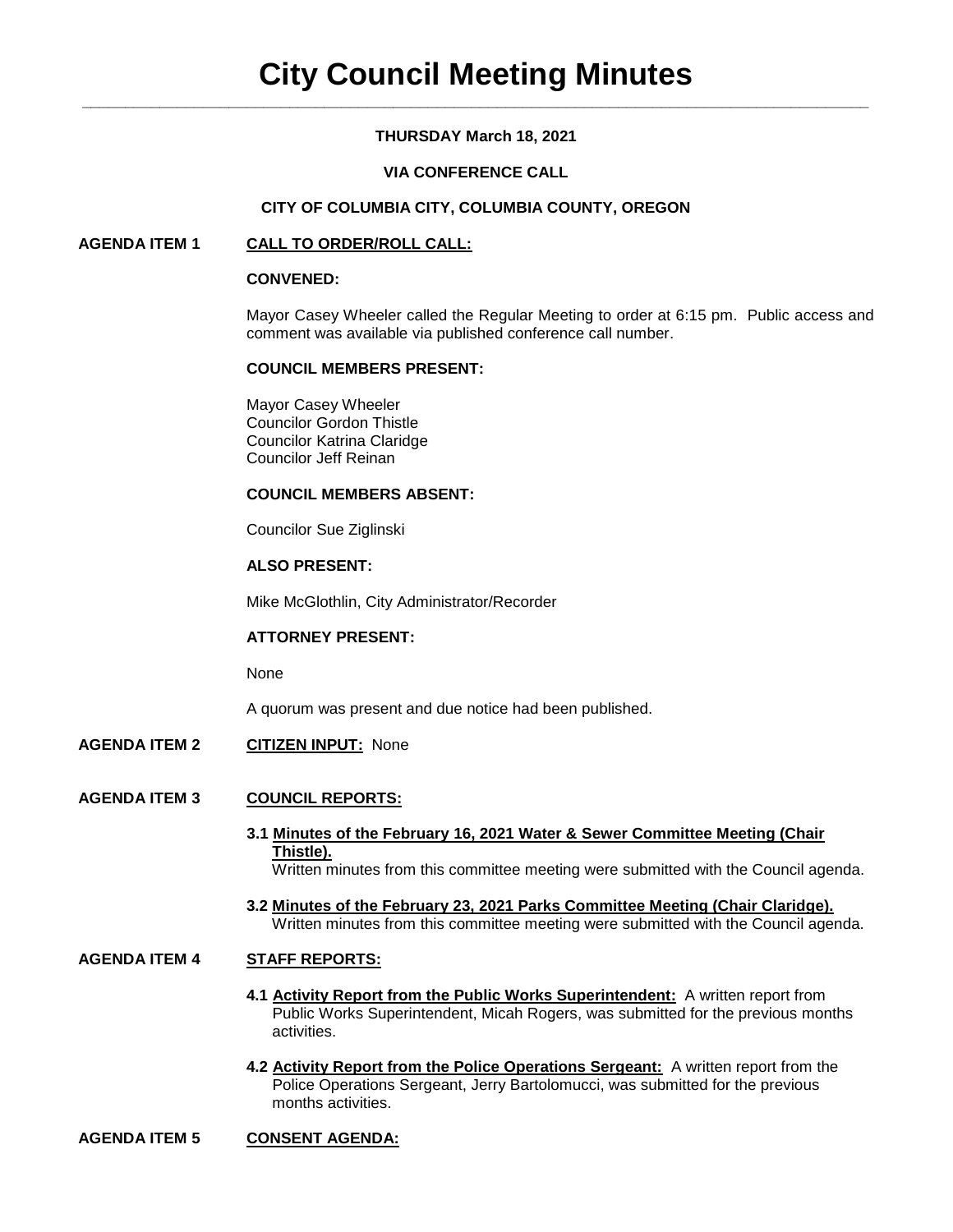# City Council Meeting Minutes

**THURSDAY March 18, 2021**

**VIA CONFERENCE CALL**

**CITY OF COLUMBIA CITY, COLUMBIA COUNTY, OREGON**

**AGENDA ITEM 1** **CALL TO ORDER/ROLL CALL:**

**CONVENED:**

Mayor Casey Wheeler called the Regular Meeting to order at 6:15 pm. Public access and comment was available via published conference call number.

**COUNCIL MEMBERS PRESENT:**

Mayor Casey Wheeler
Councilor Gordon Thistle
Councilor Katrina Claridge
Councilor Jeff Reinan

**COUNCIL MEMBERS ABSENT:**

Councilor Sue Ziglinski

**ALSO PRESENT:**

Mike McGlothlin, City Administrator/Recorder

**ATTORNEY PRESENT:**

None

A quorum was present and due notice had been published.

**AGENDA ITEM 2** **CITIZEN INPUT:** None

**AGENDA ITEM 3** **COUNCIL REPORTS:**

**3.1 Minutes of the February 16, 2021 Water & Sewer Committee Meeting (Chair Thistle).**
Written minutes from this committee meeting were submitted with the Council agenda.

**3.2 Minutes of the February 23, 2021 Parks Committee Meeting (Chair Claridge).**
Written minutes from this committee meeting were submitted with the Council agenda.

**AGENDA ITEM 4** **STAFF REPORTS:**

**4.1 Activity Report from the Public Works Superintendent:** A written report from Public Works Superintendent, Micah Rogers, was submitted for the previous months activities.

**4.2 Activity Report from the Police Operations Sergeant:** A written report from the Police Operations Sergeant, Jerry Bartolomucci, was submitted for the previous months activities.

**AGENDA ITEM 5** **CONSENT AGENDA:**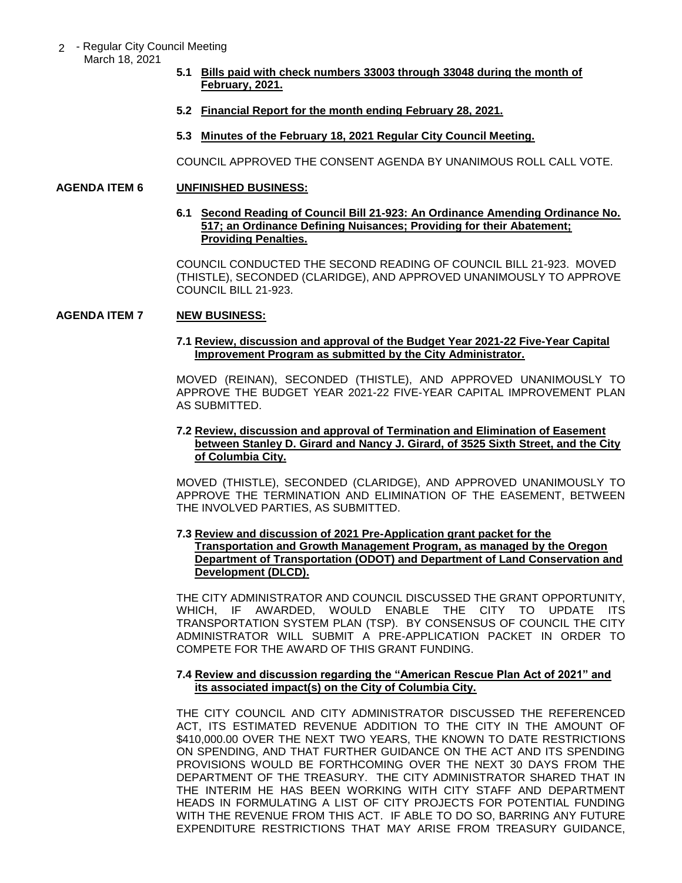**5.1 Bills paid with check numbers 33003 through 33048 during the month of February, 2021.**

**5.2 Financial Report for the month ending February 28, 2021.**

**5.3 Minutes of the February 18, 2021 Regular City Council Meeting.**

COUNCIL APPROVED THE CONSENT AGENDA BY UNANIMOUS ROLL CALL VOTE.

## AGENDA ITEM 6 UNFINISHED BUSINESS:

**6.1 Second Reading of Council Bill 21-923: An Ordinance Amending Ordinance No. 517; an Ordinance Defining Nuisances; Providing for their Abatement; Providing Penalties.**

COUNCIL CONDUCTED THE SECOND READING OF COUNCIL BILL 21-923. MOVED (THISTLE), SECONDED (CLARIDGE), AND APPROVED UNANIMOUSLY TO APPROVE COUNCIL BILL 21-923.

## AGENDA ITEM 7 NEW BUSINESS:

**7.1 Review, discussion and approval of the Budget Year 2021-22 Five-Year Capital Improvement Program as submitted by the City Administrator.**

MOVED (REINAN), SECONDED (THISTLE), AND APPROVED UNANIMOUSLY TO APPROVE THE BUDGET YEAR 2021-22 FIVE-YEAR CAPITAL IMPROVEMENT PLAN AS SUBMITTED.

**7.2 Review, discussion and approval of Termination and Elimination of Easement between Stanley D. Girard and Nancy J. Girard, of 3525 Sixth Street, and the City of Columbia City.**

MOVED (THISTLE), SECONDED (CLARIDGE), AND APPROVED UNANIMOUSLY TO APPROVE THE TERMINATION AND ELIMINATION OF THE EASEMENT, BETWEEN THE INVOLVED PARTIES, AS SUBMITTED.

**7.3 Review and discussion of 2021 Pre-Application grant packet for the Transportation and Growth Management Program, as managed by the Oregon Department of Transportation (ODOT) and Department of Land Conservation and Development (DLCD).**

THE CITY ADMINISTRATOR AND COUNCIL DISCUSSED THE GRANT OPPORTUNITY, WHICH, IF AWARDED, WOULD ENABLE THE CITY TO UPDATE ITS TRANSPORTATION SYSTEM PLAN (TSP). BY CONSENSUS OF COUNCIL THE CITY ADMINISTRATOR WILL SUBMIT A PRE-APPLICATION PACKET IN ORDER TO COMPETE FOR THE AWARD OF THIS GRANT FUNDING.

**7.4 Review and discussion regarding the "American Rescue Plan Act of 2021" and its associated impact(s) on the City of Columbia City.**

THE CITY COUNCIL AND CITY ADMINISTRATOR DISCUSSED THE REFERENCED ACT, ITS ESTIMATED REVENUE ADDITION TO THE CITY IN THE AMOUNT OF $410,000.00 OVER THE NEXT TWO YEARS, THE KNOWN TO DATE RESTRICTIONS ON SPENDING, AND THAT FURTHER GUIDANCE ON THE ACT AND ITS SPENDING PROVISIONS WOULD BE FORTHCOMING OVER THE NEXT 30 DAYS FROM THE DEPARTMENT OF THE TREASURY. THE CITY ADMINISTRATOR SHARED THAT IN THE INTERIM HE HAS BEEN WORKING WITH CITY STAFF AND DEPARTMENT HEADS IN FORMULATING A LIST OF CITY PROJECTS FOR POTENTIAL FUNDING WITH THE REVENUE FROM THIS ACT. IF ABLE TO DO SO, BARRING ANY FUTURE EXPENDITURE RESTRICTIONS THAT MAY ARISE FROM TREASURY GUIDANCE,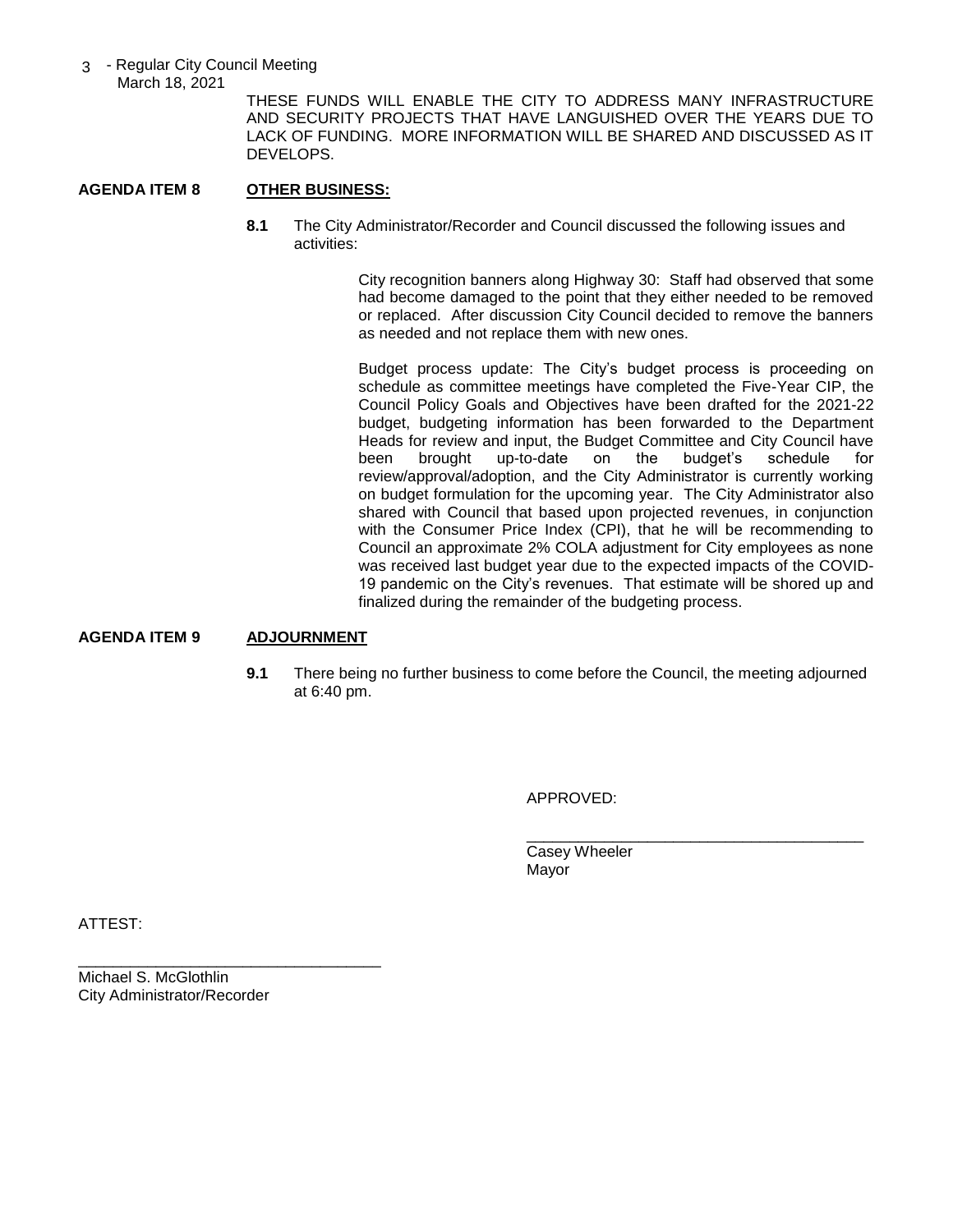THESE FUNDS WILL ENABLE THE CITY TO ADDRESS MANY INFRASTRUCTURE AND SECURITY PROJECTS THAT HAVE LANGUISHED OVER THE YEARS DUE TO LACK OF FUNDING. MORE INFORMATION WILL BE SHARED AND DISCUSSED AS IT DEVELOPS.

**AGENDA ITEM 8** **OTHER BUSINESS:**

**8.1** The City Administrator/Recorder and Council discussed the following issues and activities:

City recognition banners along Highway 30: Staff had observed that some had become damaged to the point that they either needed to be removed or replaced. After discussion City Council decided to remove the banners as needed and not replace them with new ones.

Budget process update: The City's budget process is proceeding on schedule as committee meetings have completed the Five-Year CIP, the Council Policy Goals and Objectives have been drafted for the 2021-22 budget, budgeting information has been forwarded to the Department Heads for review and input, the Budget Committee and City Council have been brought up-to-date on the budget's schedule for review/approval/adoption, and the City Administrator is currently working on budget formulation for the upcoming year. The City Administrator also shared with Council that based upon projected revenues, in conjunction with the Consumer Price Index (CPI), that he will be recommending to Council an approximate 2% COLA adjustment for City employees as none was received last budget year due to the expected impacts of the COVID-19 pandemic on the City's revenues. That estimate will be shored up and finalized during the remainder of the budgeting process.

**AGENDA ITEM 9** **ADJOURNMENT**

**9.1** There being no further business to come before the Council, the meeting adjourned at 6:40 pm.

APPROVED:

\_\_\_\_\_\_\_\_\_\_\_\_\_\_\_\_\_\_\_\_\_\_\_\_\_\_\_\_\_\_\_\_\_\_\_\_\_\_\_\_
Casey Wheeler
Mayor

ATTEST:

\_\_\_\_\_\_\_\_\_\_\_\_\_\_\_\_\_\_\_\_\_\_\_\_\_\_\_\_\_\_\_\_\_\_\_\_
Michael S. McGlothlin
City Administrator/Recorder